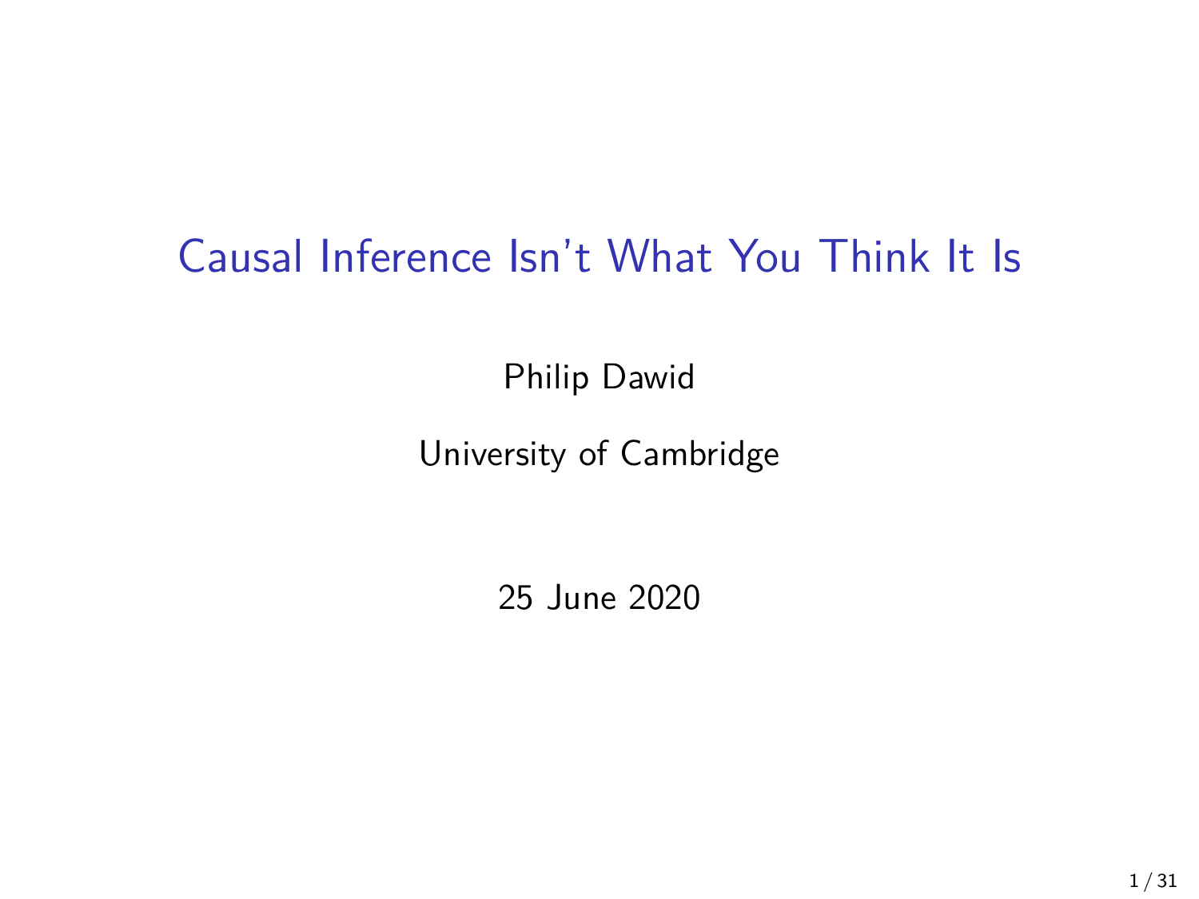# Causal Inference Isn't What You Think It Is

Philip Dawid

University of Cambridge

25 June 2020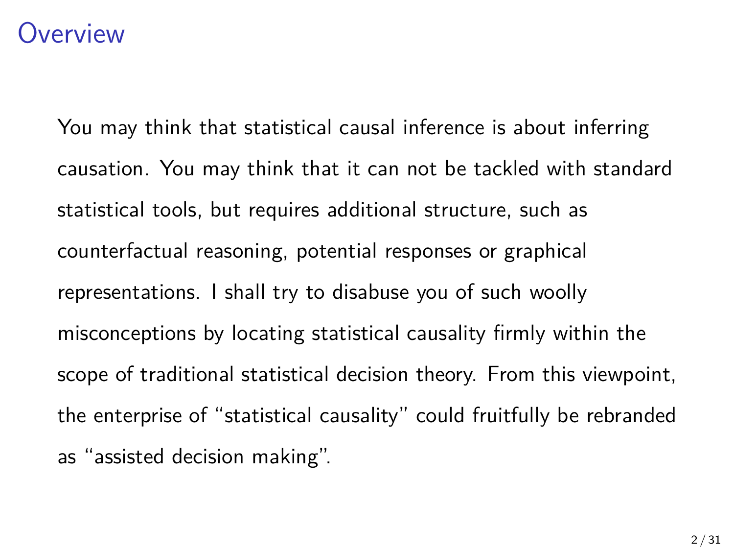# Overview

You may think that statistical causal inference is about inferring causation. You may think that it can not be tackled with standard statistical tools, but requires additional structure, such as counterfactual reasoning, potential responses or graphical representations. I shall try to disabuse you of such woolly misconceptions by locating statistical causality firmly within the scope of traditional statistical decision theory. From this viewpoint, the enterprise of "statistical causality" could fruitfully be rebranded as "assisted decision making".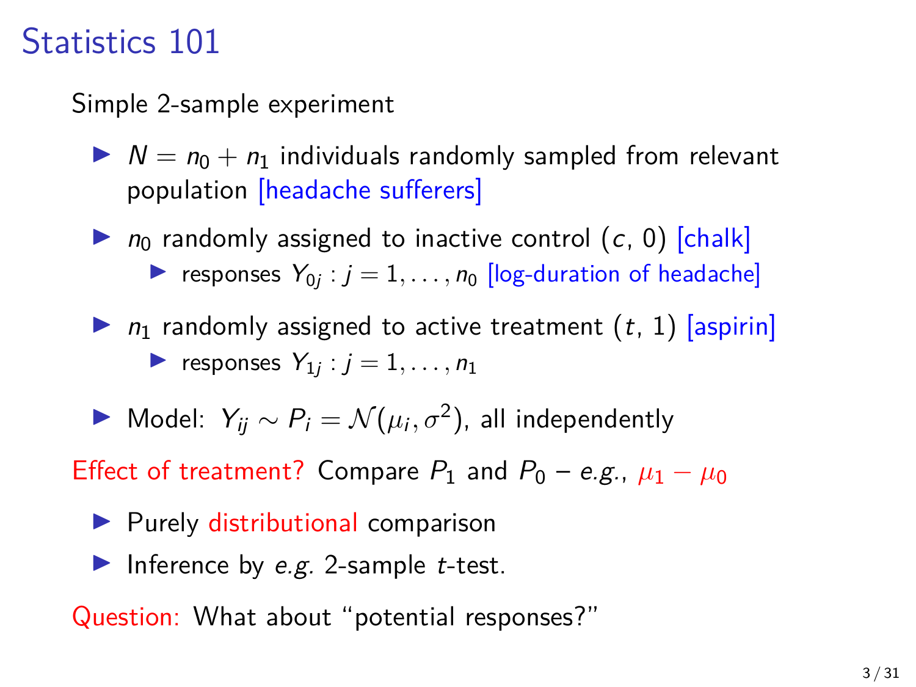# Statistics 101

Simple 2-sample experiment

- $N = n_0 + n_1$ individuals randomly sampled from relevant population [headache sufferers]
- $n_0$ randomly assigned to inactive control ($c$, 0) [chalk]
  - responses $Y_{0j} : j = 1, \ldots, n_0$ [log-duration of headache]
- $n_1$ randomly assigned to active treatment ($t$, 1) [aspirin]
  - responses $Y_{1j} : j = 1, \ldots, n_1$
- Model: $Y_{ij} \sim P_i = \mathcal{N}(\mu_i, \sigma^2)$, all independently

Effect of treatment? Compare $P_1$ and $P_0$ – *e.g.*, $\mu_1 - \mu_0$

- Purely distributional comparison
- Inference by *e.g.* 2-sample $t$-test.

Question: What about "potential responses?"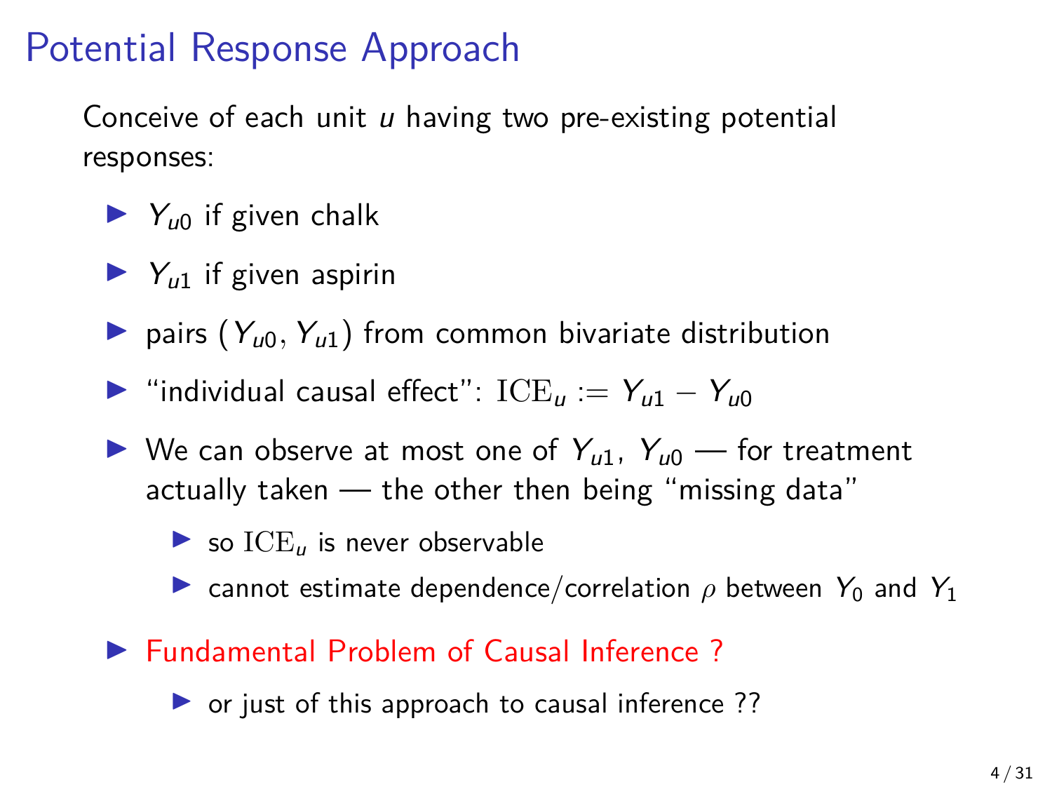# Potential Response Approach

Conceive of each unit $u$ having two pre-existing potential responses:

- $Y_{u0}$ if given chalk
- $Y_{u1}$ if given aspirin
- pairs $(Y_{u0}, Y_{u1})$ from common bivariate distribution
- "individual causal effect": $\mathrm{ICE}_u := Y_{u1} - Y_{u0}$
- We can observe at most one of $Y_{u1}$, $Y_{u0}$ — for treatment actually taken — the other then being "missing data"
  - so $\mathrm{ICE}_u$ is never observable
  - cannot estimate dependence/correlation $\rho$ between $Y_0$ and $Y_1$
- Fundamental Problem of Causal Inference ?
  - or just of this approach to causal inference ??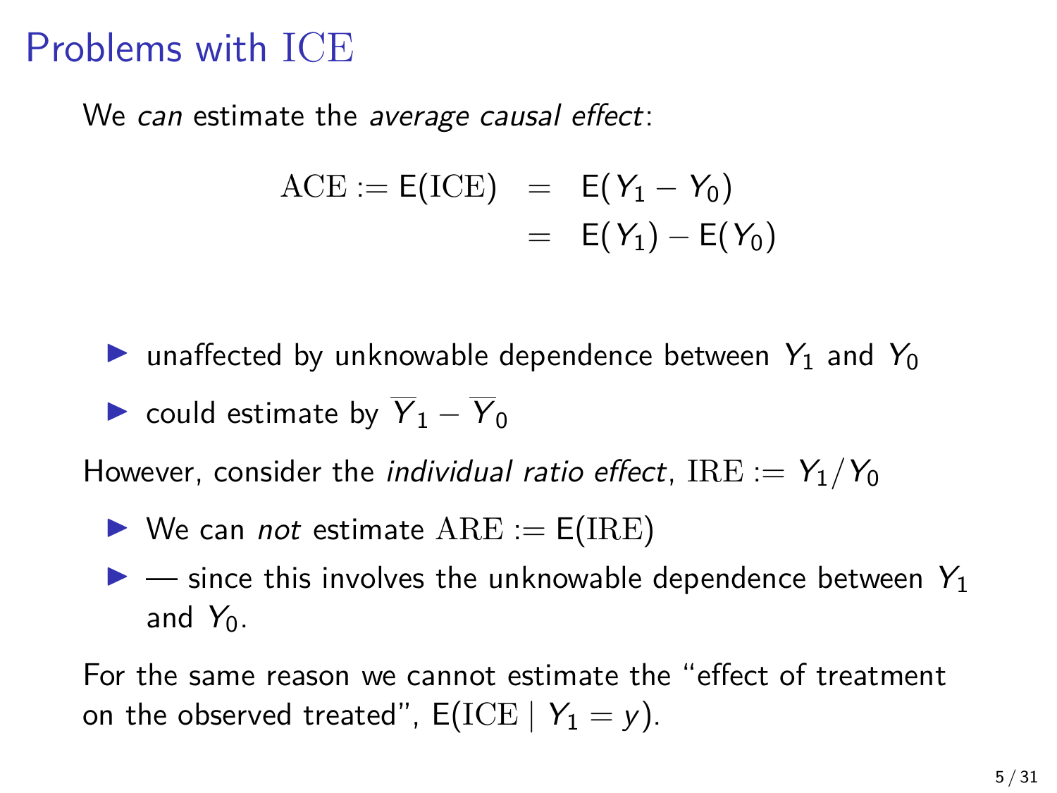# Problems with ICE

We *can* estimate the *average causal effect*:

$$
\begin{aligned}
\mathrm{ACE} := \mathsf{E}(\mathrm{ICE}) &= \mathsf{E}(Y_1 - Y_0) \\
&= \mathsf{E}(Y_1) - \mathsf{E}(Y_0)
\end{aligned}
$$

- unaffected by unknowable dependence between $Y_1$ and $Y_0$
- could estimate by $\overline{Y}_1 - \overline{Y}_0$

However, consider the *individual ratio effect*, $\mathrm{IRE} := Y_1/Y_0$

- We can *not* estimate $\mathrm{ARE} := \mathsf{E}(\mathrm{IRE})$
- — since this involves the unknowable dependence between $Y_1$ and $Y_0$.

For the same reason we cannot estimate the "effect of treatment on the observed treated", $\mathsf{E}(\mathrm{ICE} \mid Y_1 = y)$.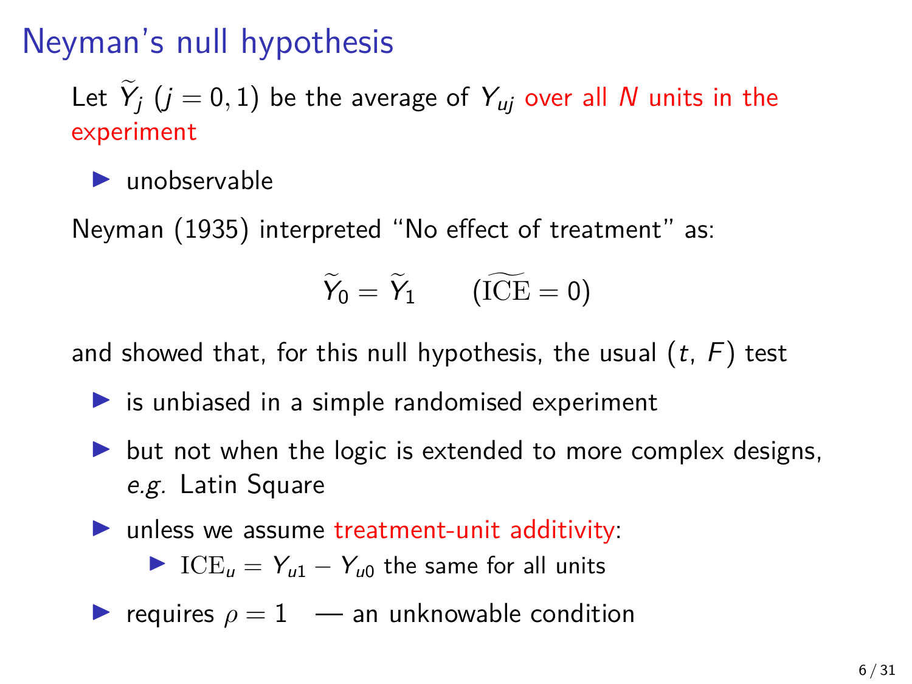# Neyman's null hypothesis

Let $\widetilde{Y}_j$ $(j = 0, 1)$ be the average of $Y_{uj}$ over all $N$ units in the experiment

- unobservable

Neyman (1935) interpreted "No effect of treatment" as:

$$\widetilde{Y}_0 = \widetilde{Y}_1 \qquad (\widetilde{\mathrm{ICE}} = 0)$$

and showed that, for this null hypothesis, the usual $(t,\ F)$ test

- is unbiased in a simple randomised experiment
- but not when the logic is extended to more complex designs, *e.g.* Latin Square
- unless we assume treatment-unit additivity:
  - $\mathrm{ICE}_u = Y_{u1} - Y_{u0}$ the same for all units
- requires $\rho = 1$ — an unknowable condition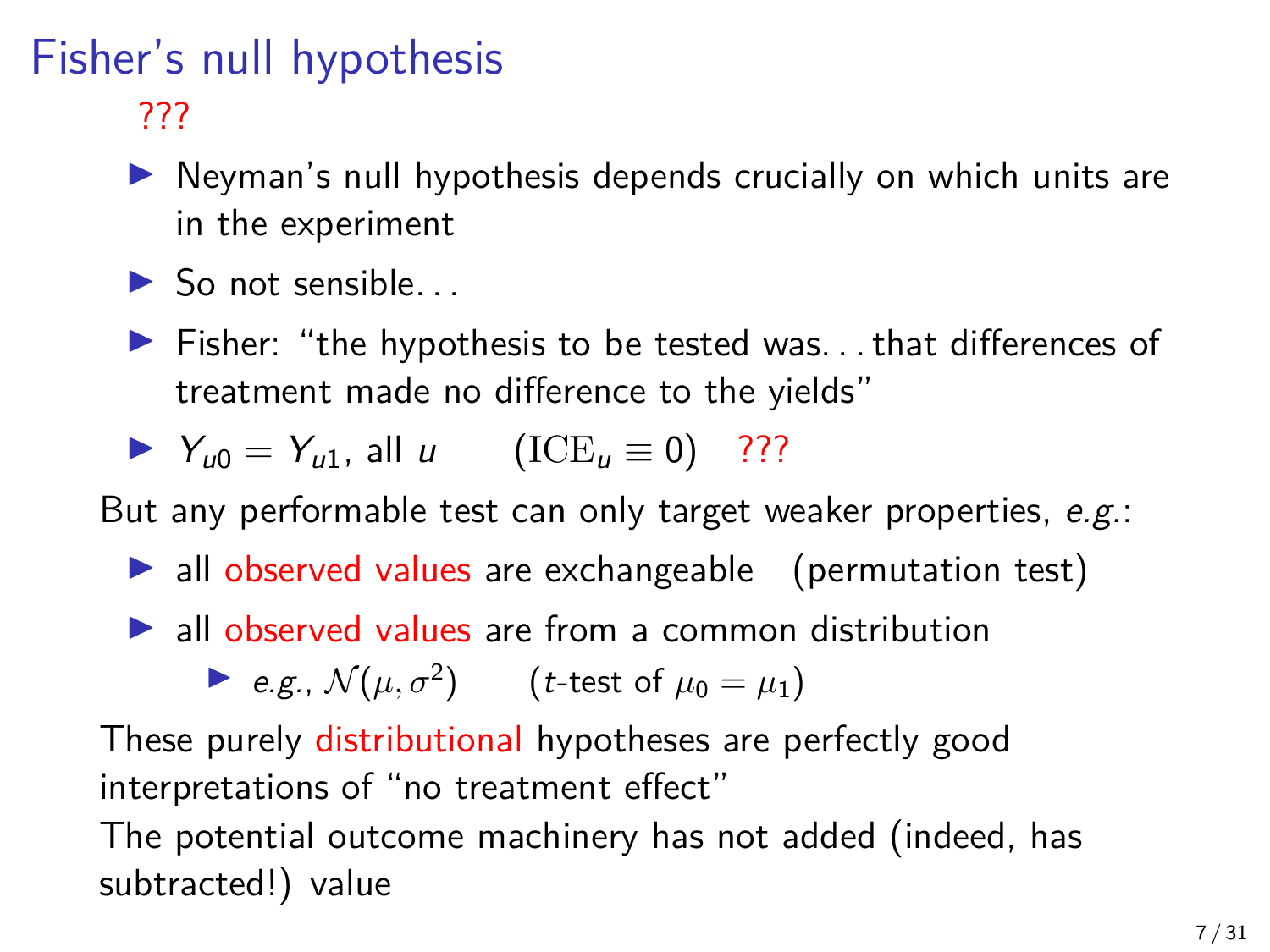# Fisher's null hypothesis

???

- Neyman's null hypothesis depends crucially on which units are in the experiment
- So not sensible...
- Fisher: "the hypothesis to be tested was...that differences of treatment made no difference to the yields"
- $Y_{u0} = Y_{u1}$, all $u$ $\quad (\mathrm{ICE}_u \equiv 0)$ ???

But any performable test can only target weaker properties, *e.g.*:

- all observed values are exchangeable (permutation test)
- all observed values are from a common distribution
  - *e.g.*, $\mathcal{N}(\mu, \sigma^2)$ $\quad$ ($t$-test of $\mu_0 = \mu_1$)

These purely distributional hypotheses are perfectly good interpretations of "no treatment effect"

The potential outcome machinery has not added (indeed, has subtracted!) value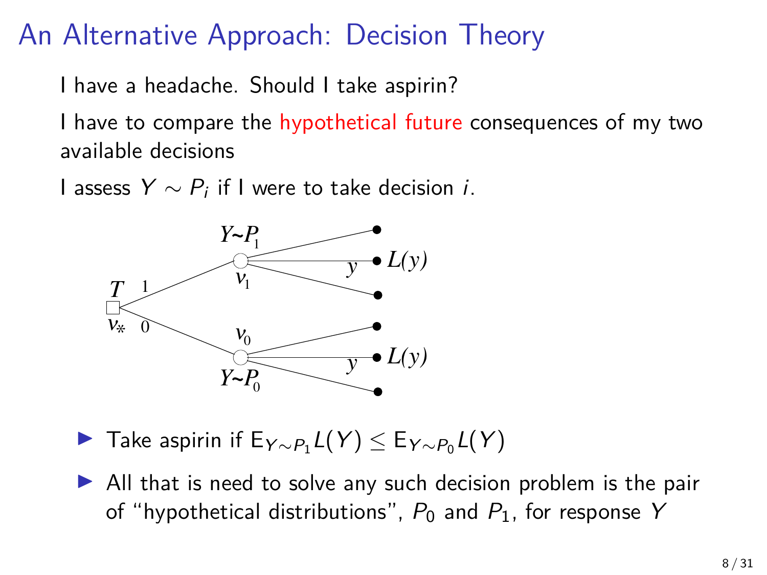# An Alternative Approach: Decision Theory

I have a headache. Should I take aspirin?

I have to compare the hypothetical future consequences of my two available decisions

I assess $Y \sim P_i$ if I were to take decision $i$.

- Take aspirin if $\mathrm{E}_{Y \sim P_1} L(Y) \leq \mathrm{E}_{Y \sim P_0} L(Y)$
- All that is need to solve any such decision problem is the pair of "hypothetical distributions", $P_0$ and $P_1$, for response $Y$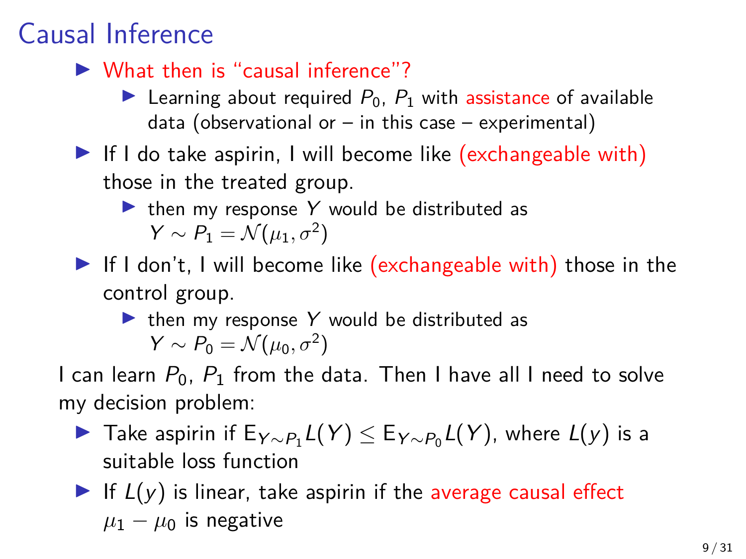# Causal Inference

- What then is "causal inference"?
  - Learning about required $P_0$, $P_1$ with assistance of available data (observational or – in this case – experimental)
- If I do take aspirin, I will become like (exchangeable with) those in the treated group.
  - then my response $Y$ would be distributed as $Y \sim P_1 = \mathcal{N}(\mu_1, \sigma^2)$
- If I don't, I will become like (exchangeable with) those in the control group.
  - then my response $Y$ would be distributed as $Y \sim P_0 = \mathcal{N}(\mu_0, \sigma^2)$

I can learn $P_0$, $P_1$ from the data. Then I have all I need to solve my decision problem:

- Take aspirin if $\mathrm{E}_{Y \sim P_1} L(Y) \leq \mathrm{E}_{Y \sim P_0} L(Y)$, where $L(y)$ is a suitable loss function
- If $L(y)$ is linear, take aspirin if the average causal effect $\mu_1 - \mu_0$ is negative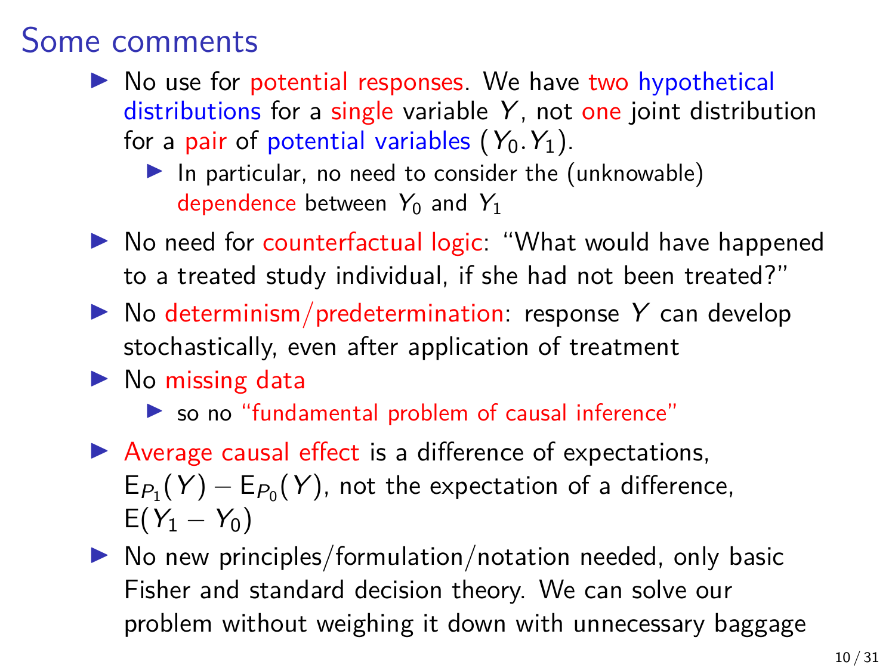# Some comments

- No use for potential responses. We have two hypothetical distributions for a single variable $Y$, not one joint distribution for a pair of potential variables $(Y_0 . Y_1)$.
  - In particular, no need to consider the (unknowable) dependence between $Y_0$ and $Y_1$
- No need for counterfactual logic: "What would have happened to a treated study individual, if she had not been treated?"
- No determinism/predetermination: response $Y$ can develop stochastically, even after application of treatment
- No missing data
  - so no "fundamental problem of causal inference"
- Average causal effect is a difference of expectations, $\mathrm{E}_{P_1}(Y) - \mathrm{E}_{P_0}(Y)$, not the expectation of a difference, $\mathrm{E}(Y_1 - Y_0)$
- No new principles/formulation/notation needed, only basic Fisher and standard decision theory. We can solve our problem without weighing it down with unnecessary baggage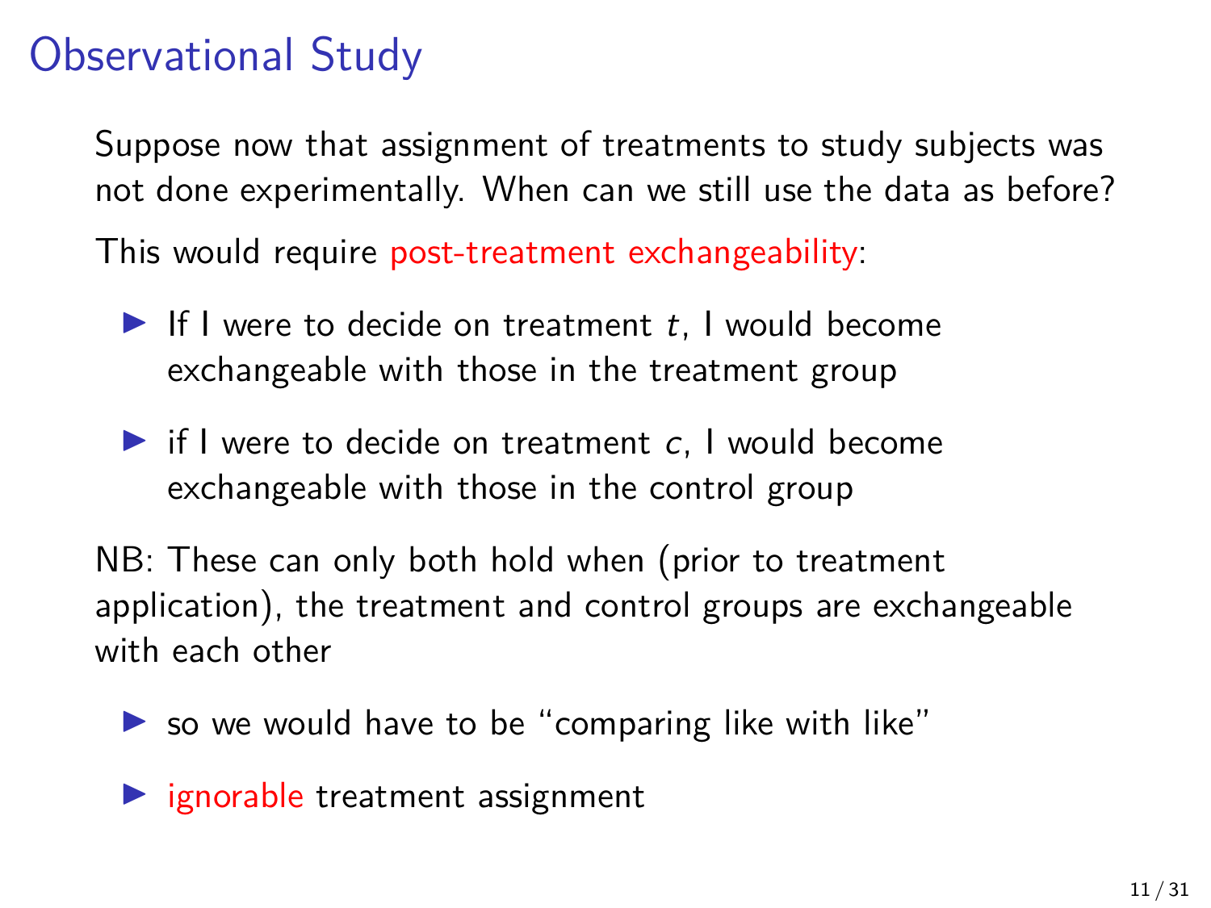# Observational Study

Suppose now that assignment of treatments to study subjects was not done experimentally. When can we still use the data as before?

This would require post-treatment exchangeability:

- If I were to decide on treatment $t$, I would become exchangeable with those in the treatment group
- if I were to decide on treatment $c$, I would become exchangeable with those in the control group

NB: These can only both hold when (prior to treatment application), the treatment and control groups are exchangeable with each other

- so we would have to be "comparing like with like"
- ignorable treatment assignment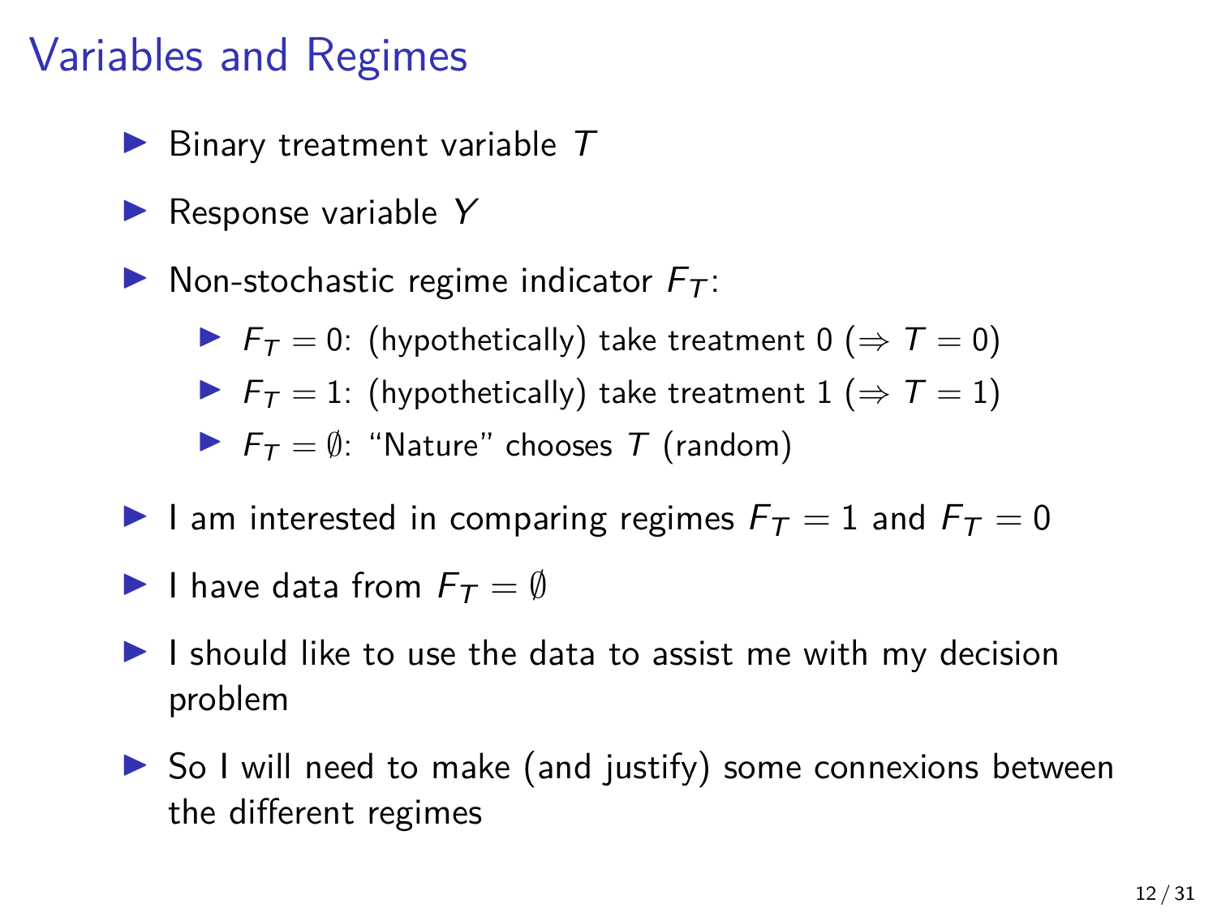# Variables and Regimes

- Binary treatment variable $T$
- Response variable $Y$
- Non-stochastic regime indicator $F_T$:
  - $F_T = 0$: (hypothetically) take treatment 0 ($\Rightarrow T = 0$)
  - $F_T = 1$: (hypothetically) take treatment 1 ($\Rightarrow T = 1$)
  - $F_T = \emptyset$: "Nature" chooses $T$ (random)
- I am interested in comparing regimes $F_T = 1$ and $F_T = 0$
- I have data from $F_T = \emptyset$
- I should like to use the data to assist me with my decision problem
- So I will need to make (and justify) some connexions between the different regimes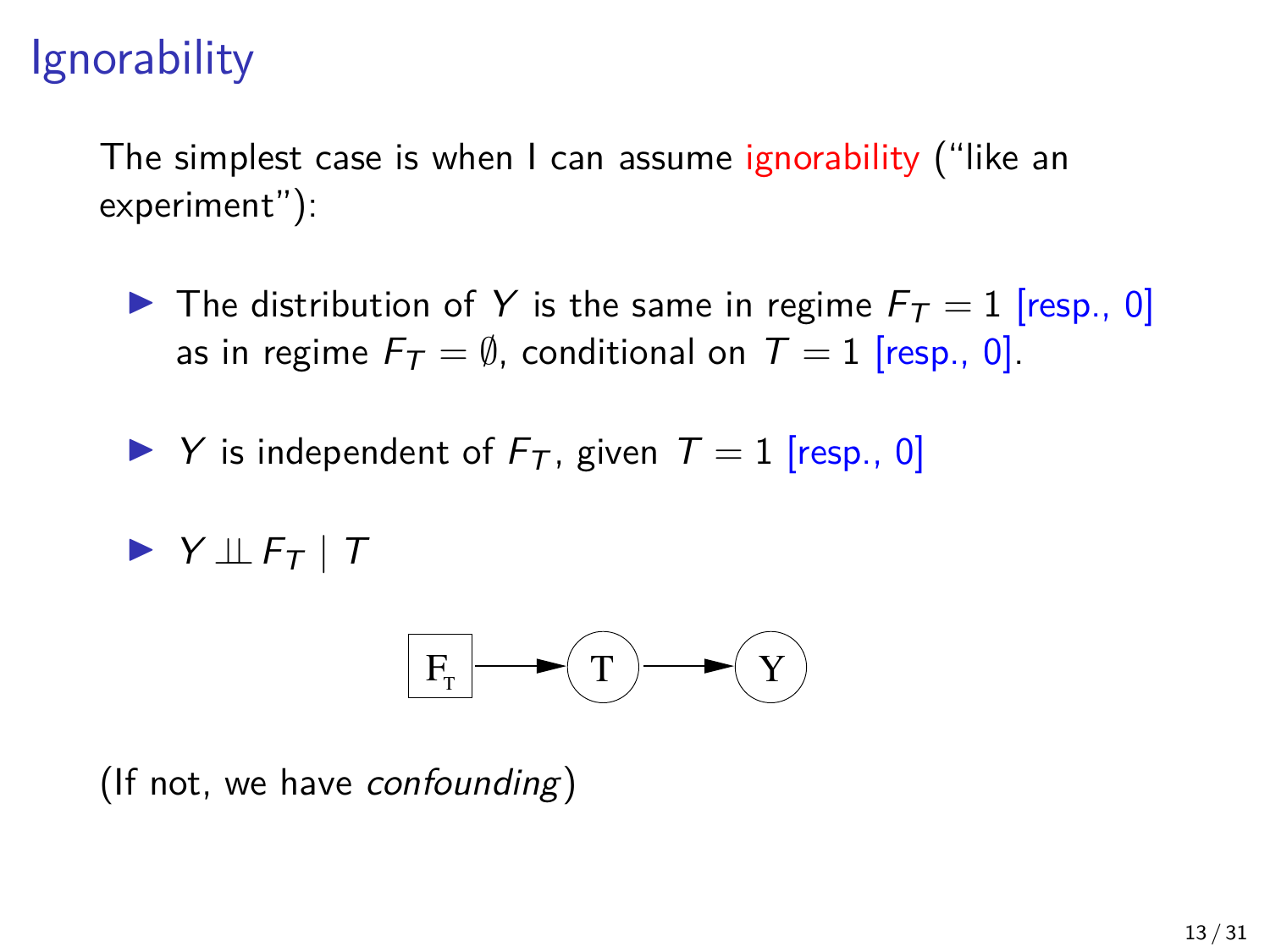# Ignorability

The simplest case is when I can assume ignorability ("like an experiment"):

- The distribution of $Y$ is the same in regime $F_T = 1$ [resp., 0] as in regime $F_T = \emptyset$, conditional on $T = 1$ [resp., 0].

- $Y$ is independent of $F_T$, given $T = 1$ [resp., 0]

- $Y \perp\!\!\!\perp F_T \mid T$

$F_T \rightarrow T \rightarrow Y$

(If not, we have *confounding*)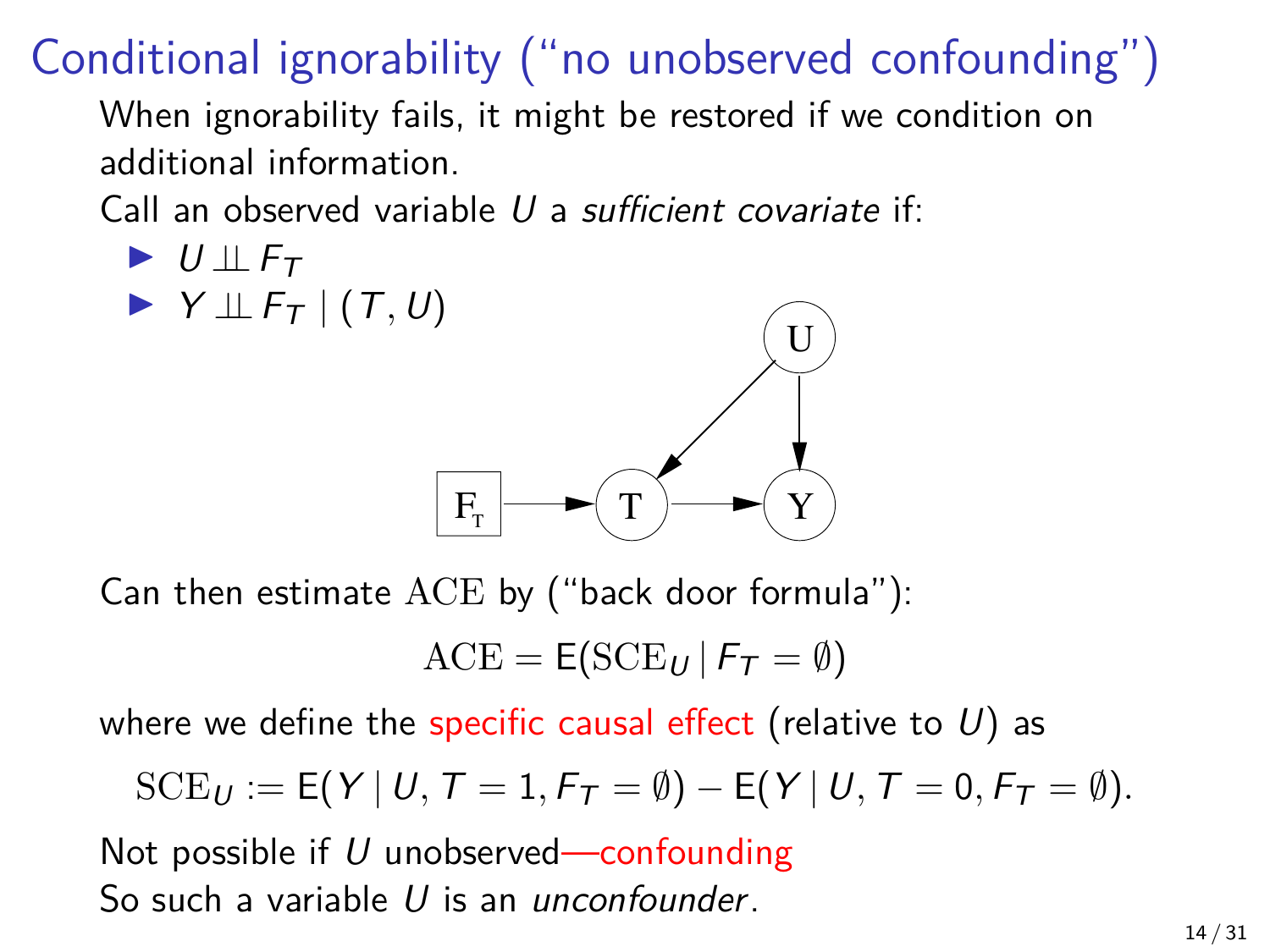# Conditional ignorability (“no unobserved confounding”)

When ignorability fails, it might be restored if we condition on additional information.

Call an observed variable $U$ a *sufficient covariate* if:

- $U \perp\!\!\!\perp F_T$
- $Y \perp\!\!\!\perp F_T \mid (T, U)$

Can then estimate $\mathrm{ACE}$ by (“back door formula”):

$$\mathrm{ACE} = \mathsf{E}(\mathrm{SCE}_U \mid F_T = \emptyset)$$

where we define the specific causal effect (relative to $U$) as

$$\mathrm{SCE}_U := \mathsf{E}(Y \mid U, T = 1, F_T = \emptyset) - \mathsf{E}(Y \mid U, T = 0, F_T = \emptyset).$$

Not possible if $U$ unobserved—confounding

So such a variable $U$ is an *unconfounder*.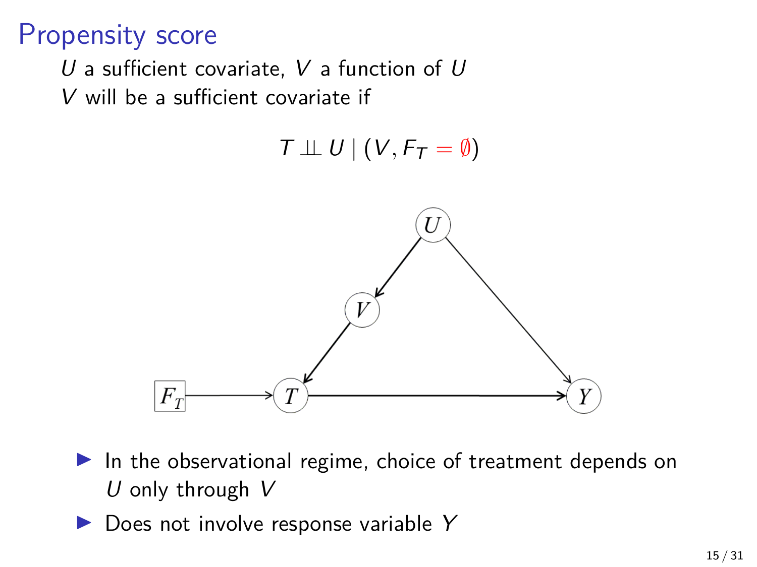# Propensity score

$U$ a sufficient covariate, $V$ a function of $U$

$V$ will be a sufficient covariate if

$$T \perp\!\!\!\perp U \mid (V, F_T = \emptyset)$$

- In the observational regime, choice of treatment depends on $U$ only through $V$
- Does not involve response variable $Y$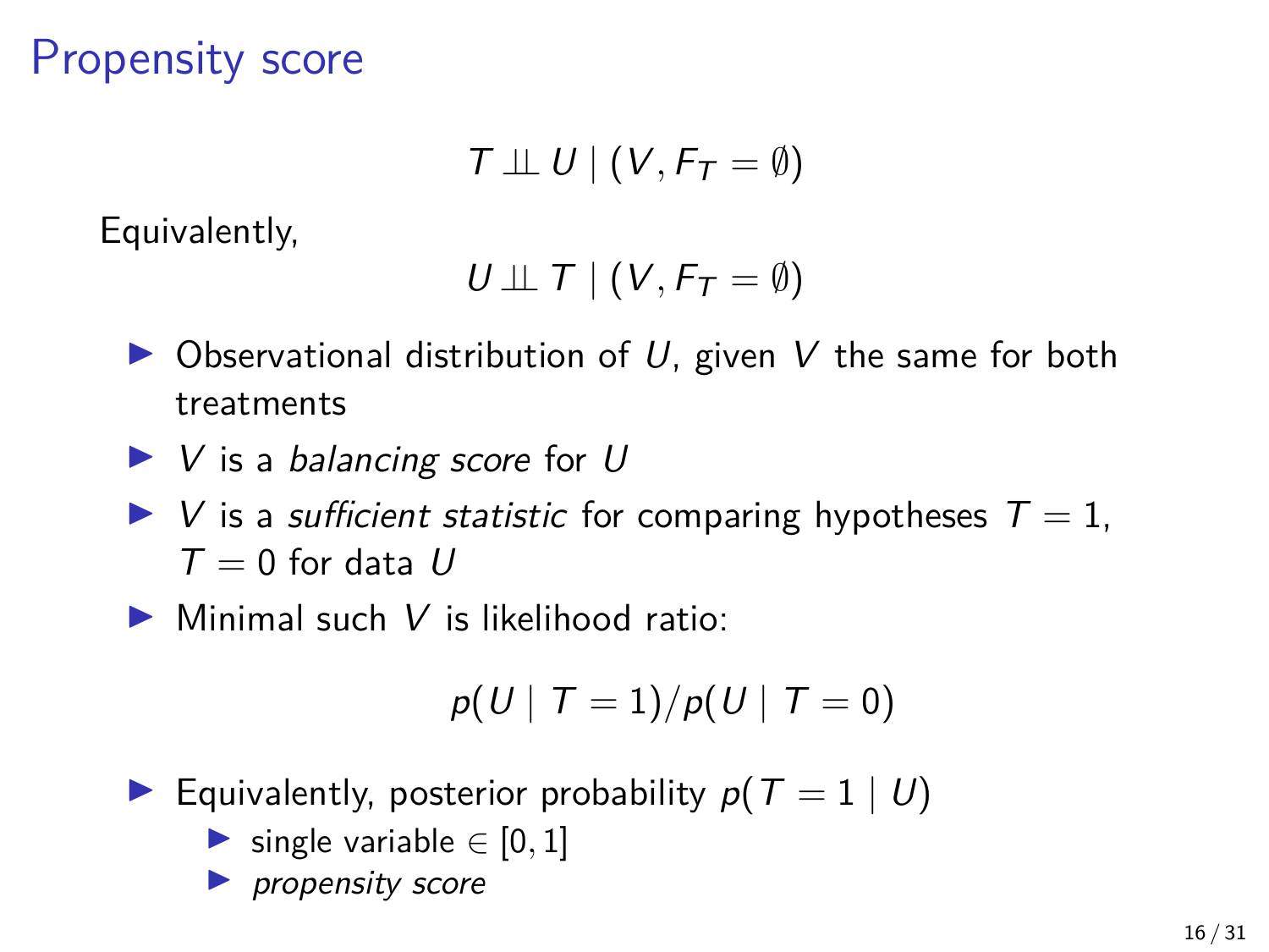# Propensity score

$$T \perp\!\!\!\perp U \mid (V, F_T = \emptyset)$$

Equivalently,

$$U \perp\!\!\!\perp T \mid (V, F_T = \emptyset)$$

- Observational distribution of $U$, given $V$ the same for both treatments
- $V$ is a *balancing score* for $U$
- $V$ is a *sufficient statistic* for comparing hypotheses $T = 1$, $T = 0$ for data $U$
- Minimal such $V$ is likelihood ratio:

$$p(U \mid T = 1)/p(U \mid T = 0)$$

- Equivalently, posterior probability $p(T = 1 \mid U)$
  - single variable $\in [0, 1]$
  - *propensity score*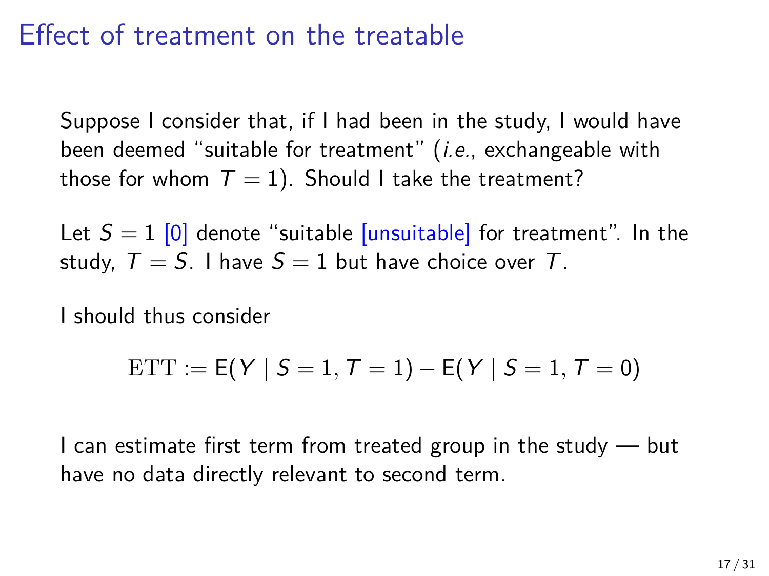# Effect of treatment on the treatable

Suppose I consider that, if I had been in the study, I would have been deemed "suitable for treatment" (*i.e.*, exchangeable with those for whom $T = 1$). Should I take the treatment?

Let $S = 1$ [0] denote "suitable [unsuitable] for treatment". In the study, $T = S$. I have $S = 1$ but have choice over $T$.

I should thus consider

$$\mathrm{ETT} := \mathrm{E}(Y \mid S = 1, T = 1) - \mathrm{E}(Y \mid S = 1, T = 0)$$

I can estimate first term from treated group in the study — but have no data directly relevant to second term.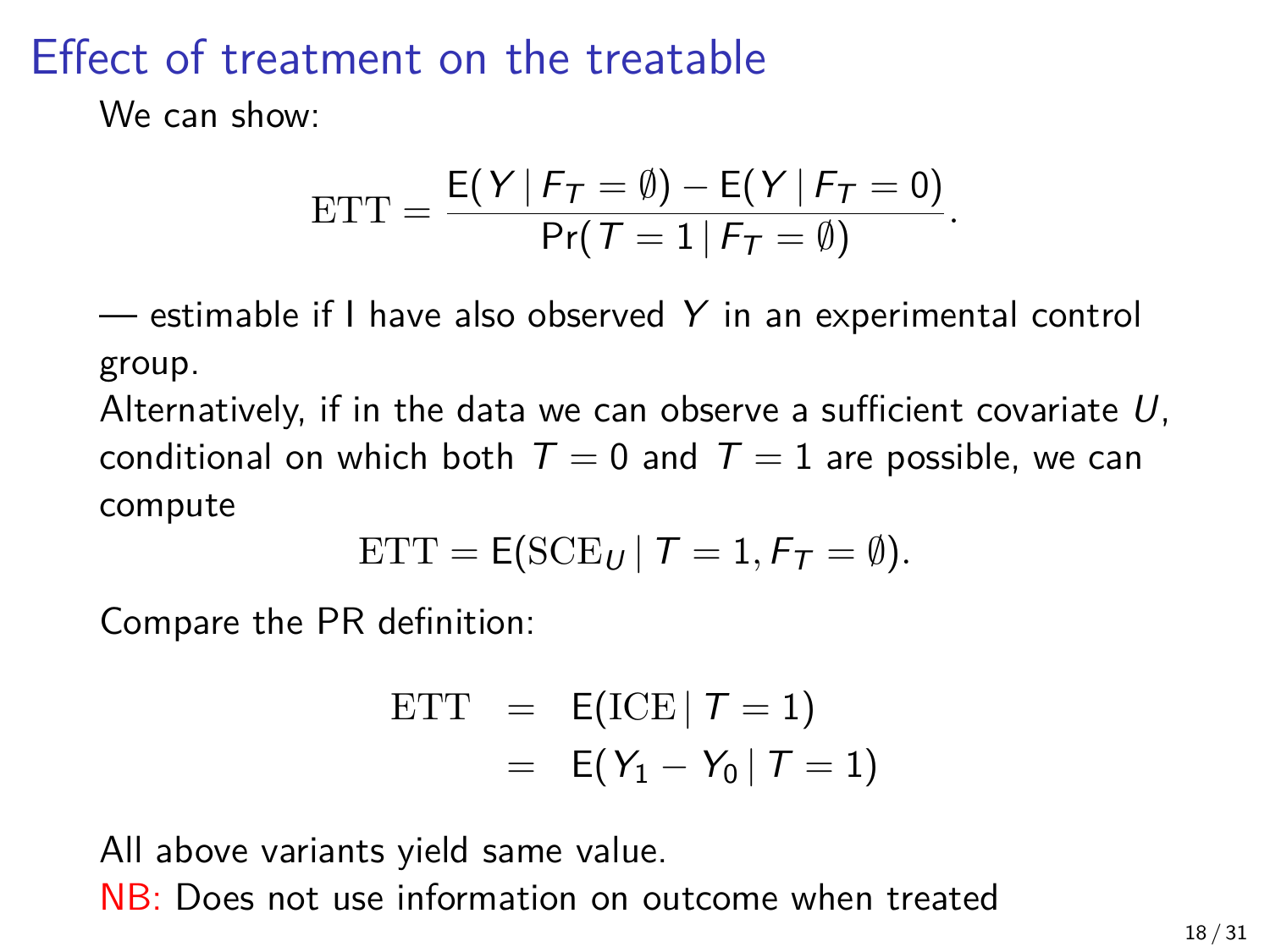# Effect of treatment on the treatable

We can show:

$$\text{ETT} = \frac{\mathsf{E}(Y \mid F_T = \emptyset) - \mathsf{E}(Y \mid F_T = 0)}{\Pr(T = 1 \mid F_T = \emptyset)}.$$

— estimable if I have also observed $Y$ in an experimental control group.

Alternatively, if in the data we can observe a sufficient covariate $U$, conditional on which both $T = 0$ and $T = 1$ are possible, we can compute

$$\text{ETT} = \mathsf{E}(\text{SCE}_U \mid T = 1, F_T = \emptyset).$$

Compare the PR definition:

$$\begin{aligned} \text{ETT} &= \mathsf{E}(\text{ICE} \mid T = 1) \\ &= \mathsf{E}(Y_1 - Y_0 \mid T = 1) \end{aligned}$$

All above variants yield same value.

NB: Does not use information on outcome when treated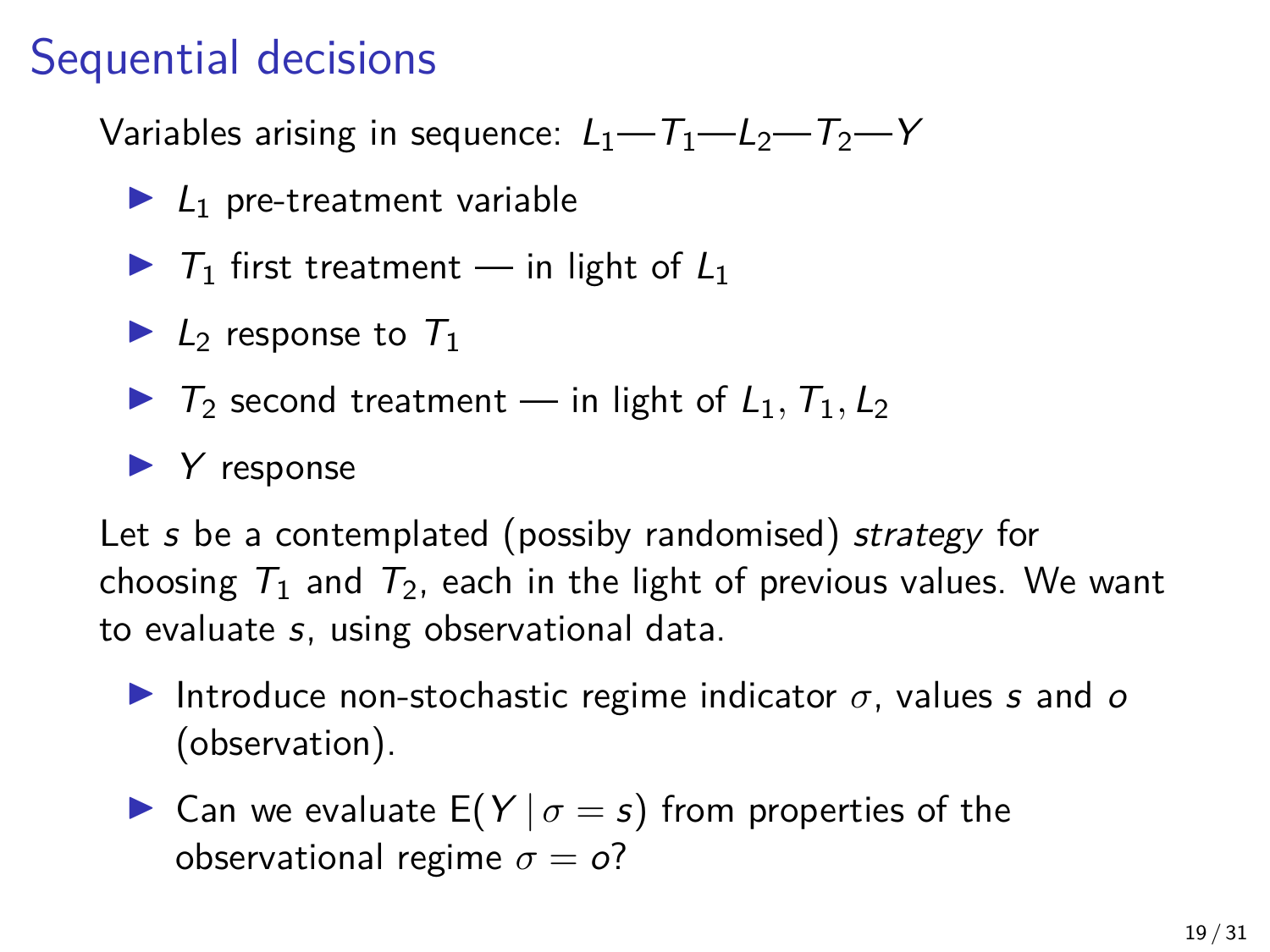# Sequential decisions

Variables arising in sequence: $L_1$—$T_1$—$L_2$—$T_2$—$Y$

- $L_1$ pre-treatment variable
- $T_1$ first treatment — in light of $L_1$
- $L_2$ response to $T_1$
- $T_2$ second treatment — in light of $L_1, T_1, L_2$
- $Y$ response

Let $s$ be a contemplated (possiby randomised) *strategy* for choosing $T_1$ and $T_2$, each in the light of previous values. We want to evaluate $s$, using observational data.

- Introduce non-stochastic regime indicator $\sigma$, values $s$ and $o$ (observation).
- Can we evaluate $\mathrm{E}(Y \mid \sigma = s)$ from properties of the observational regime $\sigma = o$?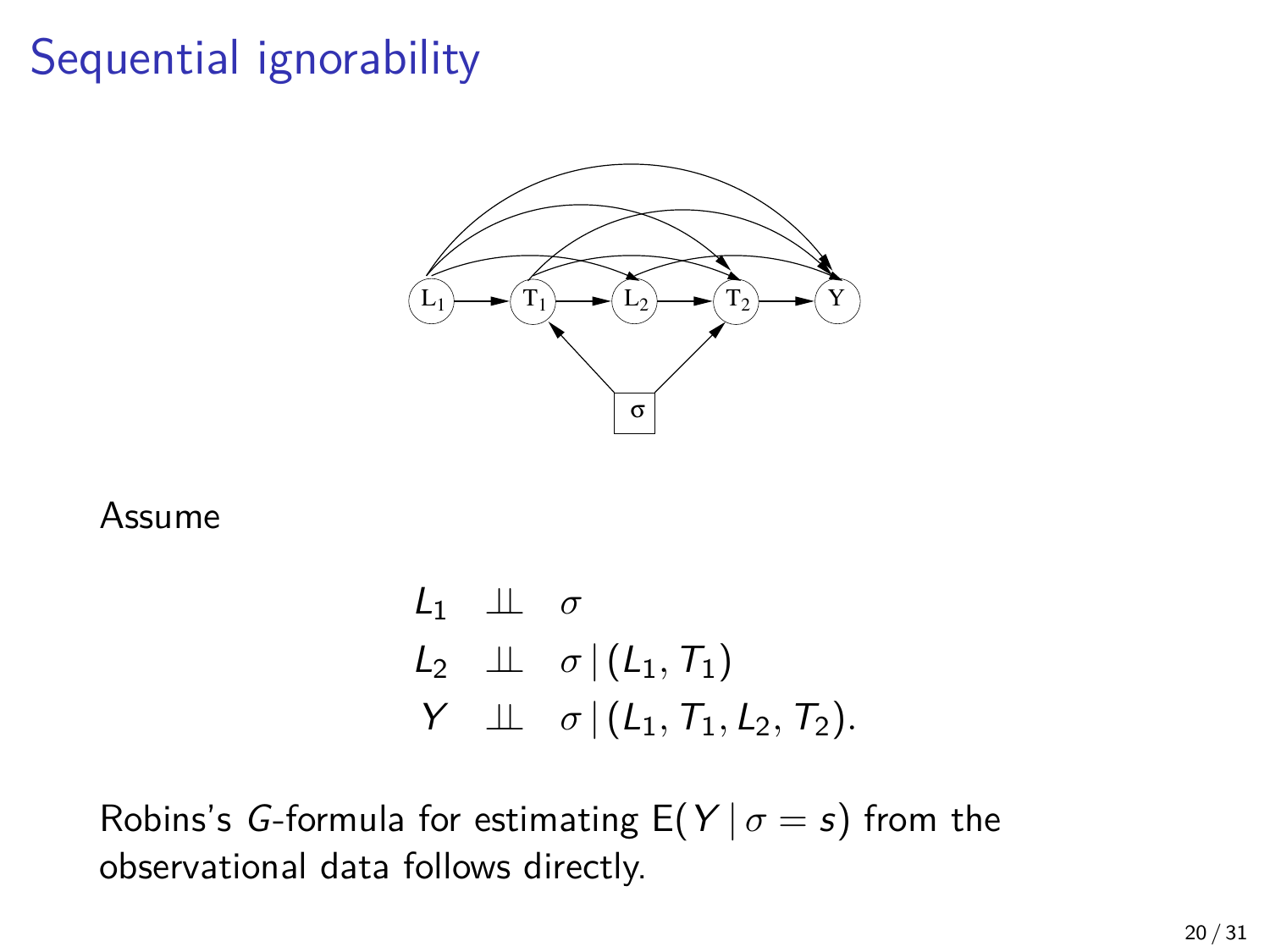# Sequential ignorability

Assume

$$
\begin{aligned}
L_1 &\perp\!\!\!\perp \sigma \\
L_2 &\perp\!\!\!\perp \sigma \,|\, (L_1, T_1) \\
Y &\perp\!\!\!\perp \sigma \,|\, (L_1, T_1, L_2, T_2).
\end{aligned}
$$

Robins's *G*-formula for estimating $\mathrm{E}(Y \,|\, \sigma = s)$ from the observational data follows directly.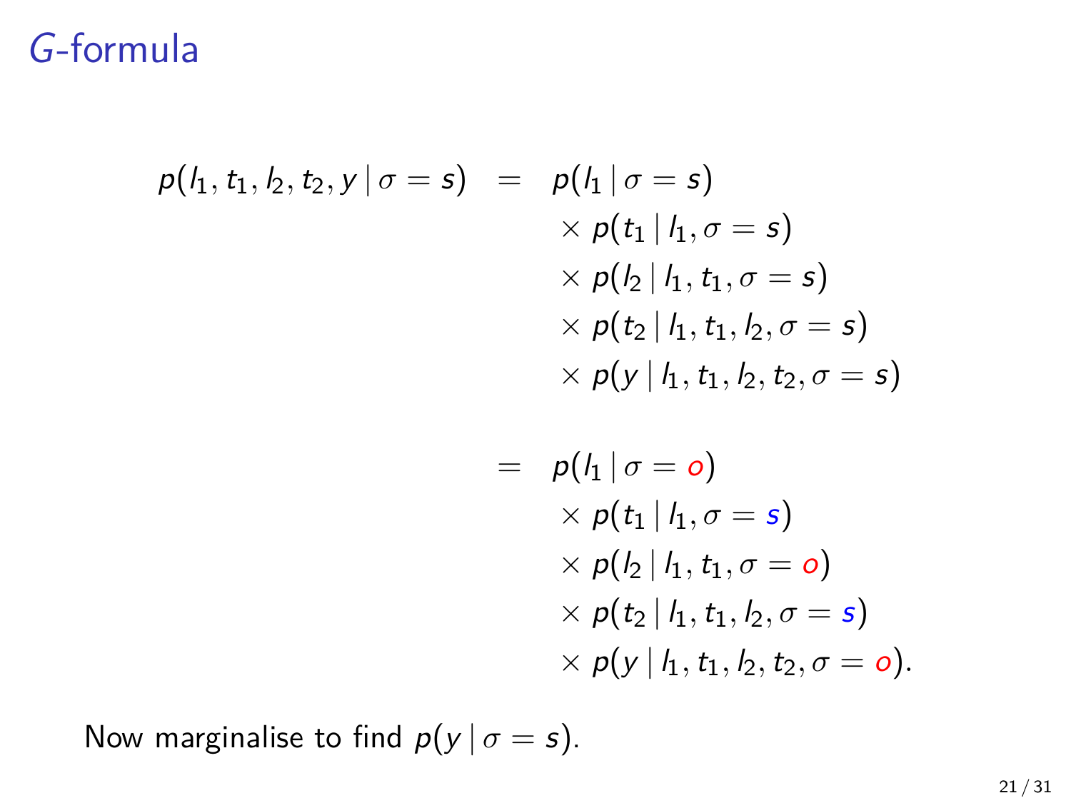# $G$-formula

$$
\begin{aligned}
p(l_1, t_1, l_2, t_2, y \mid \sigma = s) &= p(l_1 \mid \sigma = s) \\
&\quad \times p(t_1 \mid l_1, \sigma = s) \\
&\quad \times p(l_2 \mid l_1, t_1, \sigma = s) \\
&\quad \times p(t_2 \mid l_1, t_1, l_2, \sigma = s) \\
&\quad \times p(y \mid l_1, t_1, l_2, t_2, \sigma = s) \\
\\
&= p(l_1 \mid \sigma = {\color{red}o}) \\
&\quad \times p(t_1 \mid l_1, \sigma = {\color{blue}s}) \\
&\quad \times p(l_2 \mid l_1, t_1, \sigma = {\color{red}o}) \\
&\quad \times p(t_2 \mid l_1, t_1, l_2, \sigma = {\color{blue}s}) \\
&\quad \times p(y \mid l_1, t_1, l_2, t_2, \sigma = {\color{red}o}).
\end{aligned}
$$

Now marginalise to find $p(y \mid \sigma = s)$.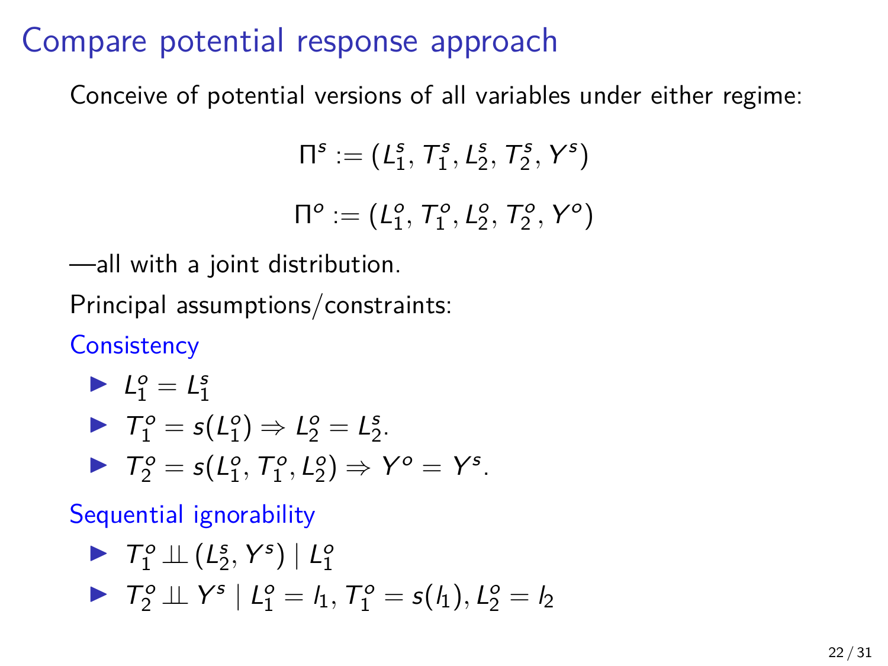# Compare potential response approach

Conceive of potential versions of all variables under either regime:

$$\Pi^s := (L_1^s, T_1^s, L_2^s, T_2^s, Y^s)$$

$$\Pi^o := (L_1^o, T_1^o, L_2^o, T_2^o, Y^o)$$

—all with a joint distribution.

Principal assumptions/constraints:

Consistency

- $L_1^o = L_1^s$
- $T_1^o = s(L_1^o) \Rightarrow L_2^o = L_2^s$.
- $T_2^o = s(L_1^o, T_1^o, L_2^o) \Rightarrow Y^o = Y^s$.

Sequential ignorability

- $T_1^o \perp\!\!\!\perp (L_2^s, Y^s) \mid L_1^o$
- $T_2^o \perp\!\!\!\perp Y^s \mid L_1^o = l_1, T_1^o = s(l_1), L_2^o = l_2$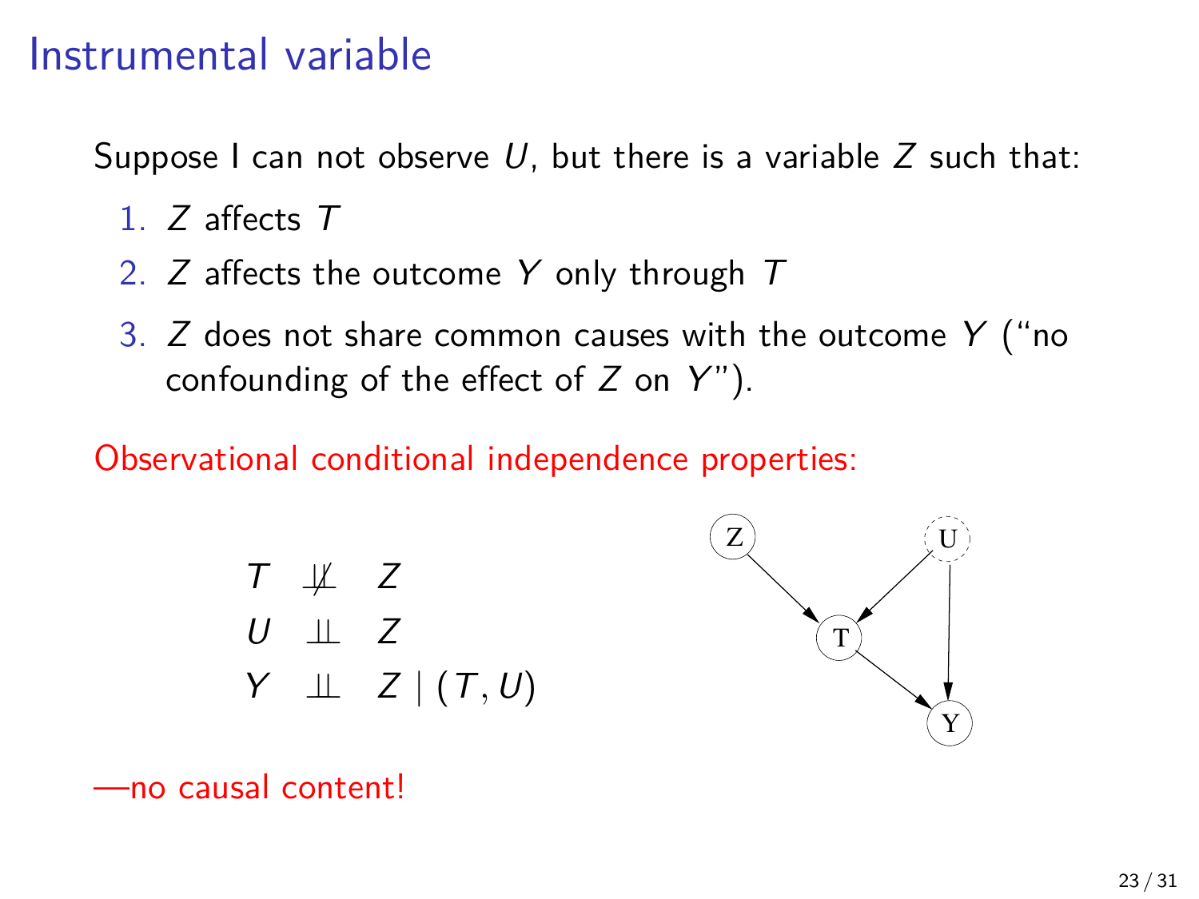# Instrumental variable

Suppose I can not observe $U$, but there is a variable $Z$ such that:

1. $Z$ affects $T$
2. $Z$ affects the outcome $Y$ only through $T$
3. $Z$ does not share common causes with the outcome $Y$ ("no confounding of the effect of $Z$ on $Y$").

Observational conditional independence properties:

$$T \not\perp\!\!\!\perp Z$$
$$U \perp\!\!\!\perp Z$$
$$Y \perp\!\!\!\perp Z \mid (T, U)$$

—no causal content!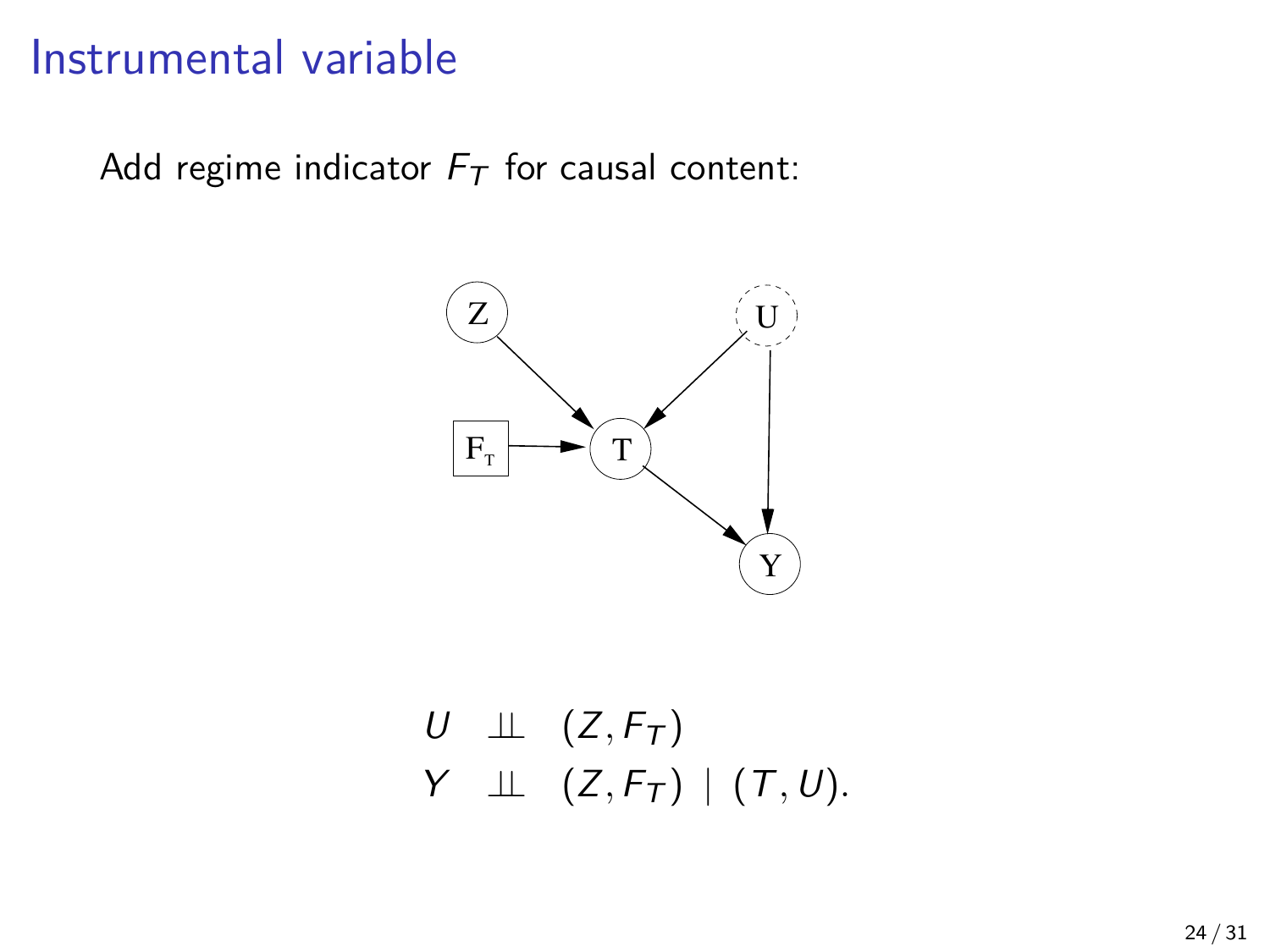# Instrumental variable

Add regime indicator $F_T$ for causal content:

$$
\begin{aligned}
U &\perp\!\!\!\perp (Z, F_T) \\
Y &\perp\!\!\!\perp (Z, F_T) \mid (T, U).
\end{aligned}
$$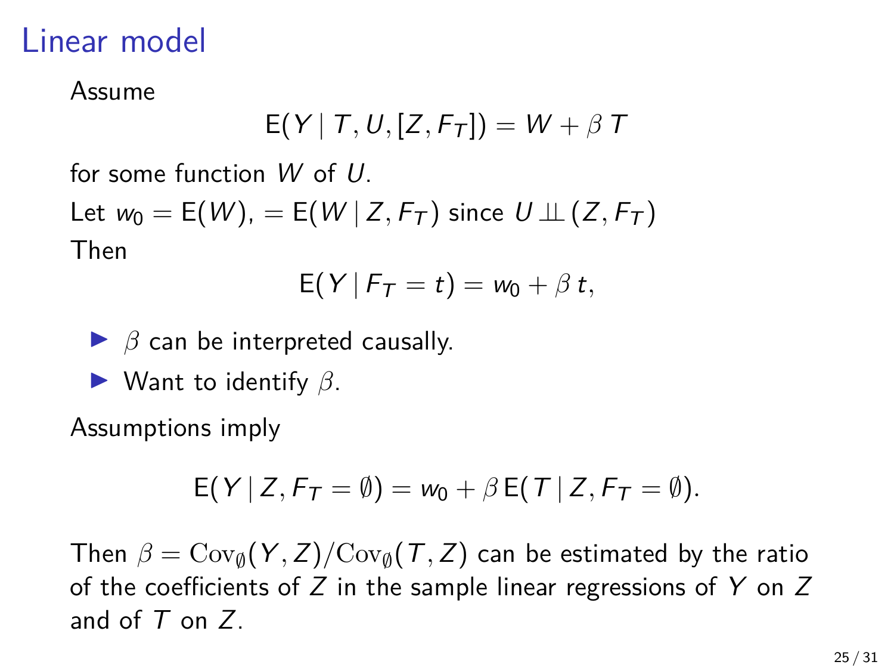# Linear model

Assume

$$\mathsf{E}(Y \mid T, U, [Z, F_T]) = W + \beta\, T$$

for some function $W$ of $U$.

Let $w_0 = \mathsf{E}(W)$, $= \mathsf{E}(W \mid Z, F_T)$ since $U \perp\!\!\!\perp (Z, F_T)$

Then

$$\mathsf{E}(Y \mid F_T = t) = w_0 + \beta\, t,$$

- $\beta$ can be interpreted causally.
- Want to identify $\beta$.

Assumptions imply

$$\mathsf{E}(Y \mid Z, F_T = \emptyset) = w_0 + \beta\, \mathsf{E}(T \mid Z, F_T = \emptyset).$$

Then $\beta = \mathrm{Cov}_\emptyset(Y, Z)/\mathrm{Cov}_\emptyset(T, Z)$ can be estimated by the ratio of the coefficients of $Z$ in the sample linear regressions of $Y$ on $Z$ and of $T$ on $Z$.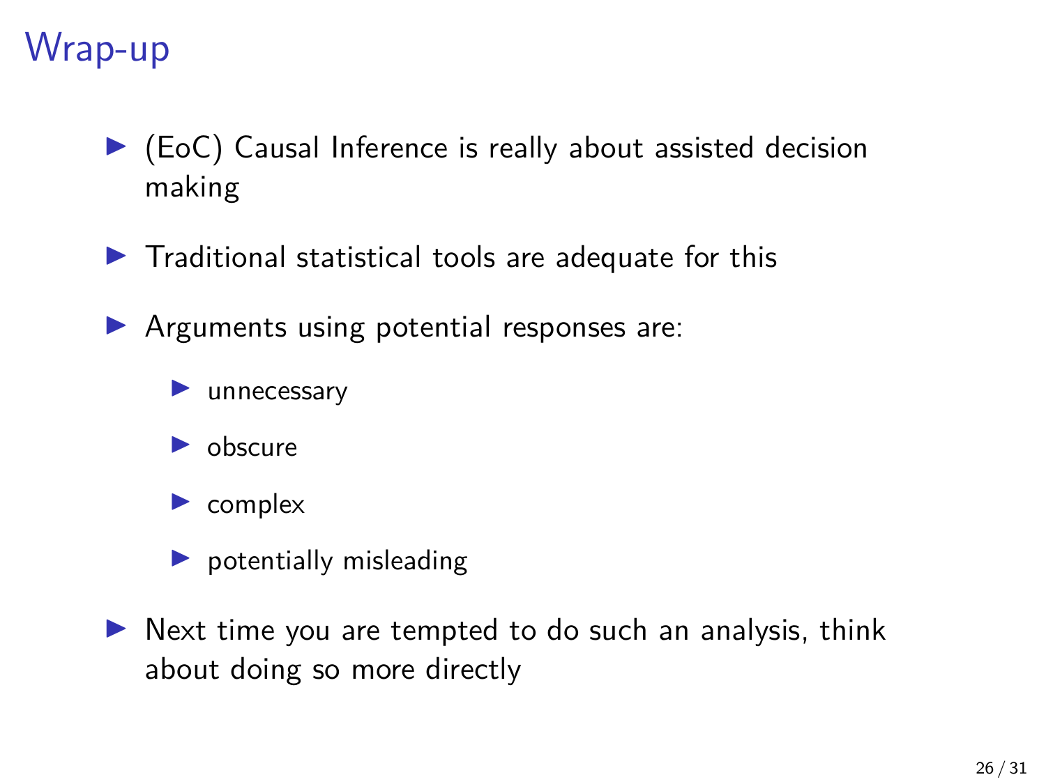# Wrap-up

- (EoC) Causal Inference is really about assisted decision making
- Traditional statistical tools are adequate for this
- Arguments using potential responses are:
  - unnecessary
  - obscure
  - complex
  - potentially misleading
- Next time you are tempted to do such an analysis, think about doing so more directly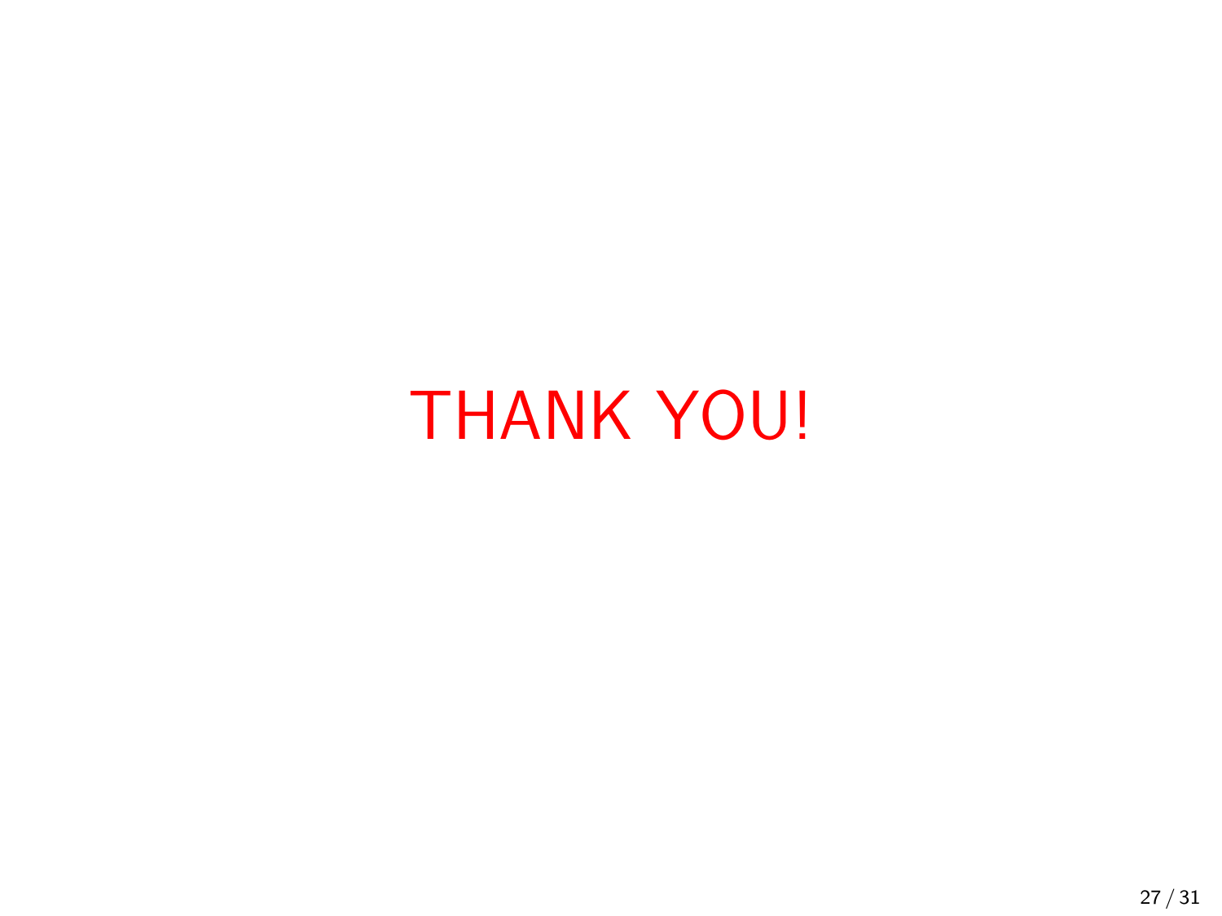THANK YOU!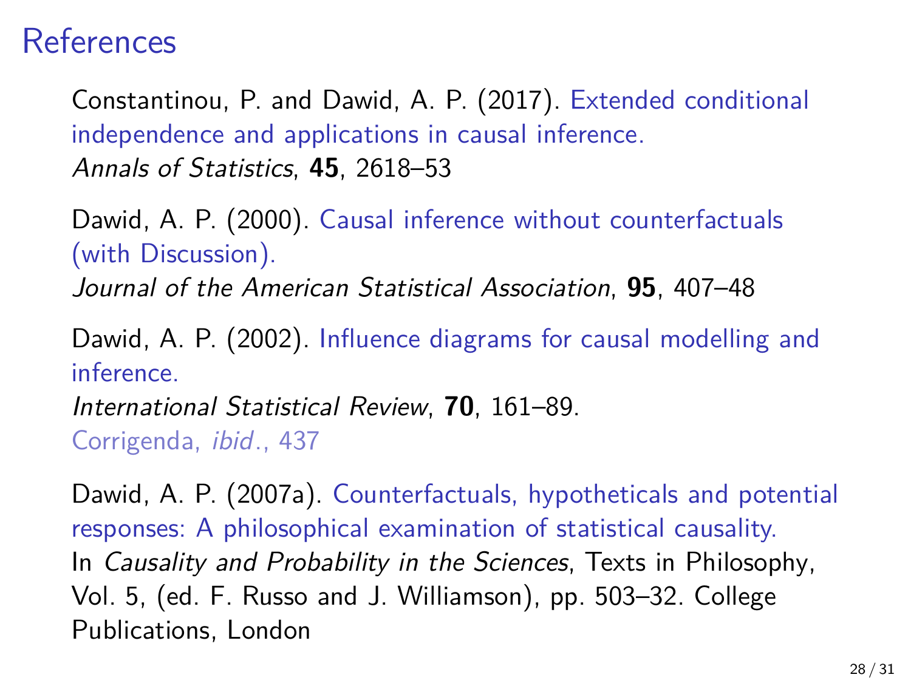# References

Constantinou, P. and Dawid, A. P. (2017). Extended conditional independence and applications in causal inference.
*Annals of Statistics*, **45**, 2618–53

Dawid, A. P. (2000). Causal inference without counterfactuals (with Discussion).
*Journal of the American Statistical Association*, **95**, 407–48

Dawid, A. P. (2002). Influence diagrams for causal modelling and inference.
*International Statistical Review*, **70**, 161–89.
Corrigenda, *ibid*., 437

Dawid, A. P. (2007a). Counterfactuals, hypotheticals and potential responses: A philosophical examination of statistical causality.
In *Causality and Probability in the Sciences*, Texts in Philosophy, Vol. 5, (ed. F. Russo and J. Williamson), pp. 503–32. College Publications, London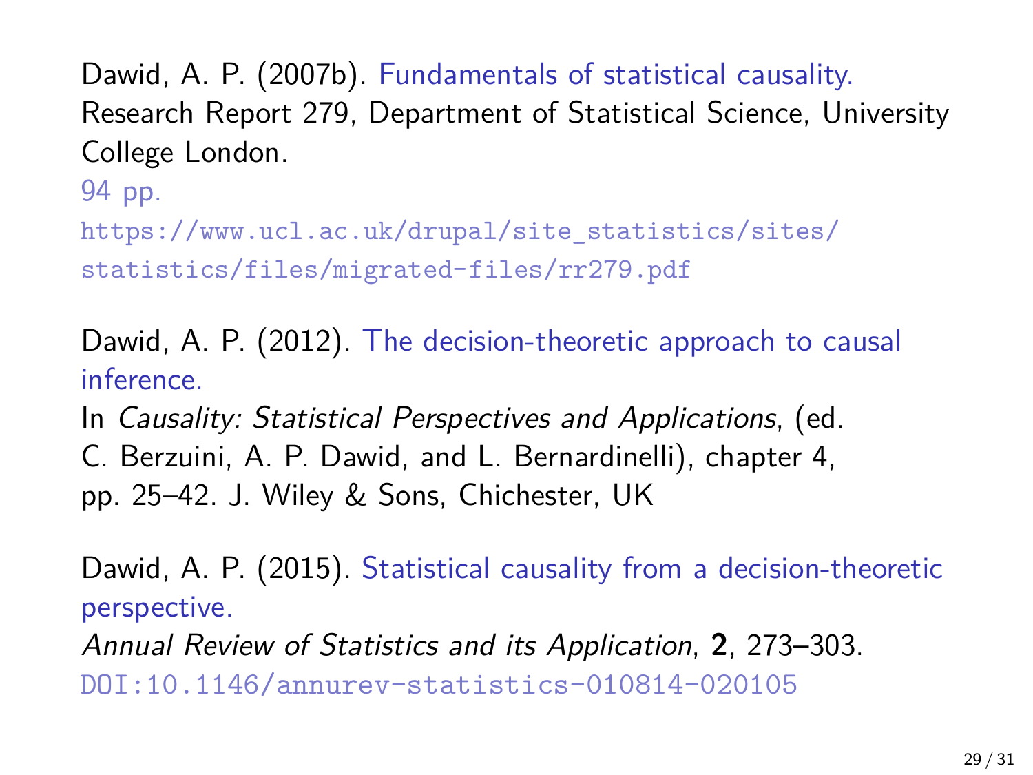Dawid, A. P. (2007b). Fundamentals of statistical causality.
Research Report 279, Department of Statistical Science, University College London.
94 pp.
https://www.ucl.ac.uk/drupal/site_statistics/sites/statistics/files/migrated-files/rr279.pdf

Dawid, A. P. (2012). The decision-theoretic approach to causal inference.
In *Causality: Statistical Perspectives and Applications*, (ed. C. Berzuini, A. P. Dawid, and L. Bernardinelli), chapter 4, pp. 25–42. J. Wiley & Sons, Chichester, UK

Dawid, A. P. (2015). Statistical causality from a decision-theoretic perspective.
*Annual Review of Statistics and its Application*, **2**, 273–303.
DOI:10.1146/annurev-statistics-010814-020105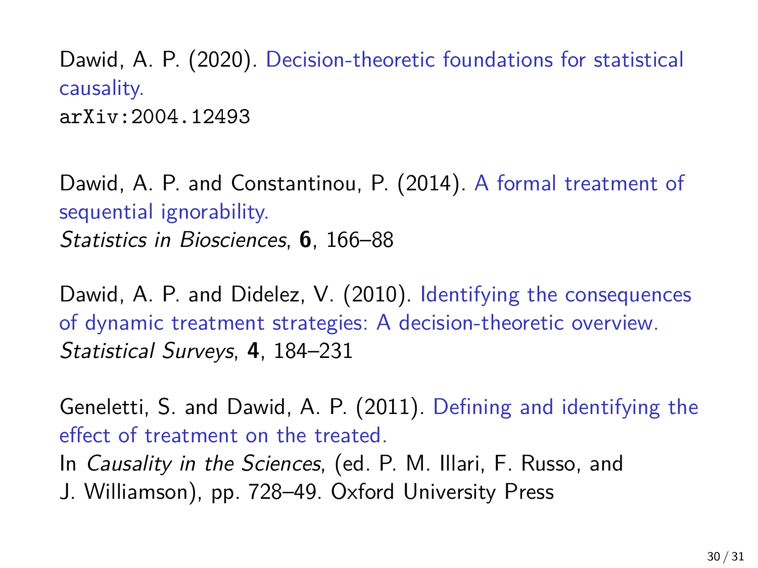Dawid, A. P. (2020). Decision-theoretic foundations for statistical causality.
`arXiv:2004.12493`

Dawid, A. P. and Constantinou, P. (2014). A formal treatment of sequential ignorability.
*Statistics in Biosciences*, **6**, 166–88

Dawid, A. P. and Didelez, V. (2010). Identifying the consequences of dynamic treatment strategies: A decision-theoretic overview.
*Statistical Surveys*, **4**, 184–231

Geneletti, S. and Dawid, A. P. (2011). Defining and identifying the effect of treatment on the treated.
In *Causality in the Sciences*, (ed. P. M. Illari, F. Russo, and J. Williamson), pp. 728–49. Oxford University Press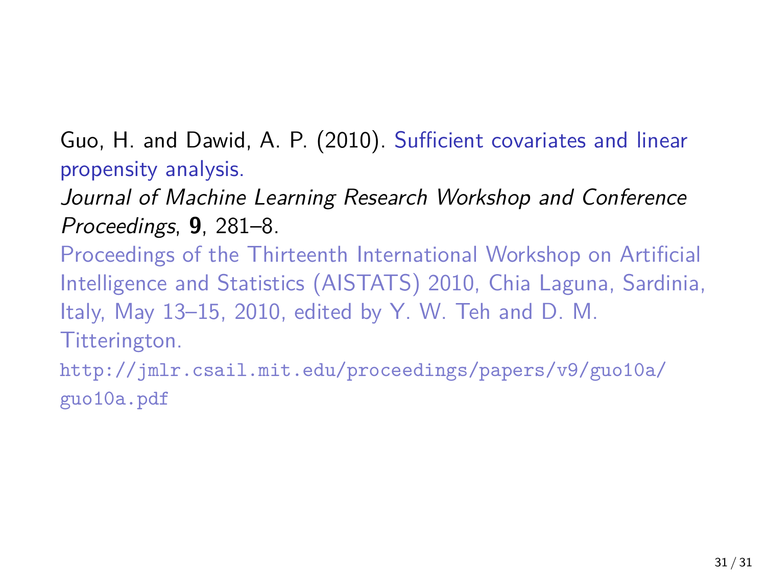Guo, H. and Dawid, A. P. (2010). Sufficient covariates and linear propensity analysis.
*Journal of Machine Learning Research Workshop and Conference Proceedings*, **9**, 281–8.
Proceedings of the Thirteenth International Workshop on Artificial Intelligence and Statistics (AISTATS) 2010, Chia Laguna, Sardinia, Italy, May 13–15, 2010, edited by Y. W. Teh and D. M. Titterington.
http://jmlr.csail.mit.edu/proceedings/papers/v9/guo10a/guo10a.pdf